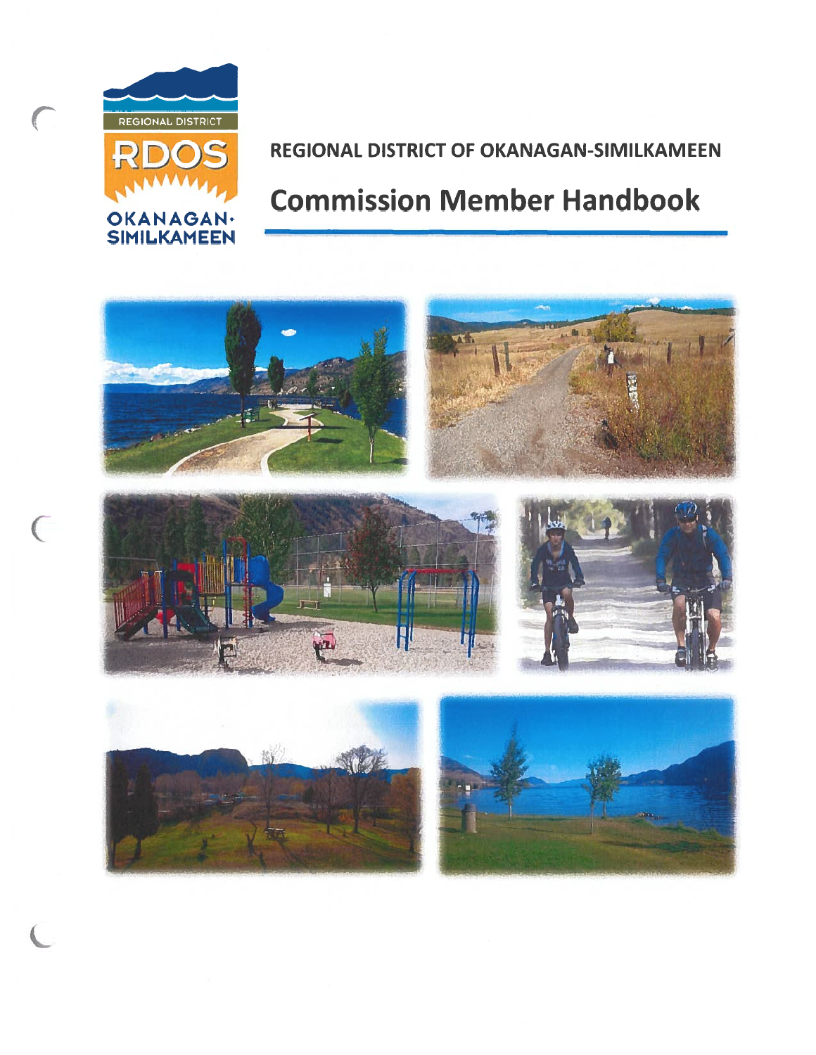REGIONAL DISTRICT OKANAGAN-SIMILKAMEEN

RDOS

# REGIONAL DISTRICT OF OKANAGAN-SIMILKAMEEN

## Commission Member Handbook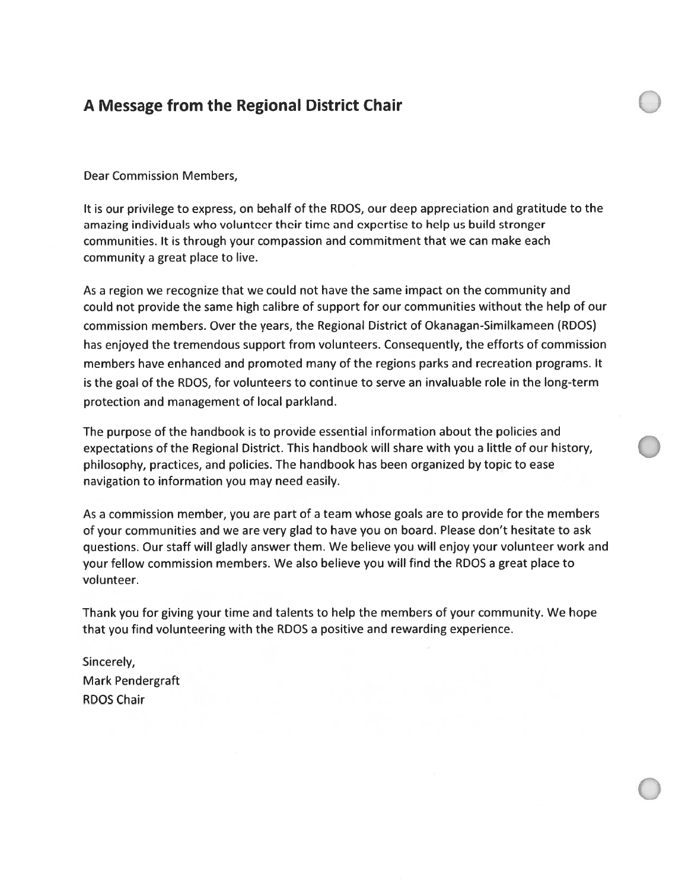## A Message from the Regional District Chair

Dear Commission Members,

It is our privilege to express, on behalf of the RDOS, our deep appreciation and gratitude to the amazing individuals who volunteer their time and expertise to help us build stronger communities. It is through your compassion and commitment that we can make each community a great place to live.

As a region we recognize that we could not have the same impact on the community and could not provide the same high calibre of support for our communities without the help of our commission members. Over the years, the Regional District of Okanagan-Similkameen (RDOS) has enjoyed the tremendous support from volunteers. Consequently, the efforts of commission members have enhanced and promoted many of the regions parks and recreation programs. It is the goal of the RDOS, for volunteers to continue to serve an invaluable role in the long-term protection and management of local parkland.

The purpose of the handbook is to provide essential information about the policies and expectations of the Regional District. This handbook will share with you a little of our history, philosophy, practices, and policies. The handbook has been organized by topic to ease navigation to information you may need easily.

As a commission member, you are part of a team whose goals are to provide for the members of your communities and we are very glad to have you on board. Please don't hesitate to ask questions. Our staff will gladly answer them. We believe you will enjoy your volunteer work and your fellow commission members. We also believe you will find the RDOS a great place to volunteer.

Thank you for giving your time and talents to help the members of your community. We hope that you find volunteering with the RDOS a positive and rewarding experience.

Sincerely,
Mark Pendergraft
RDOS Chair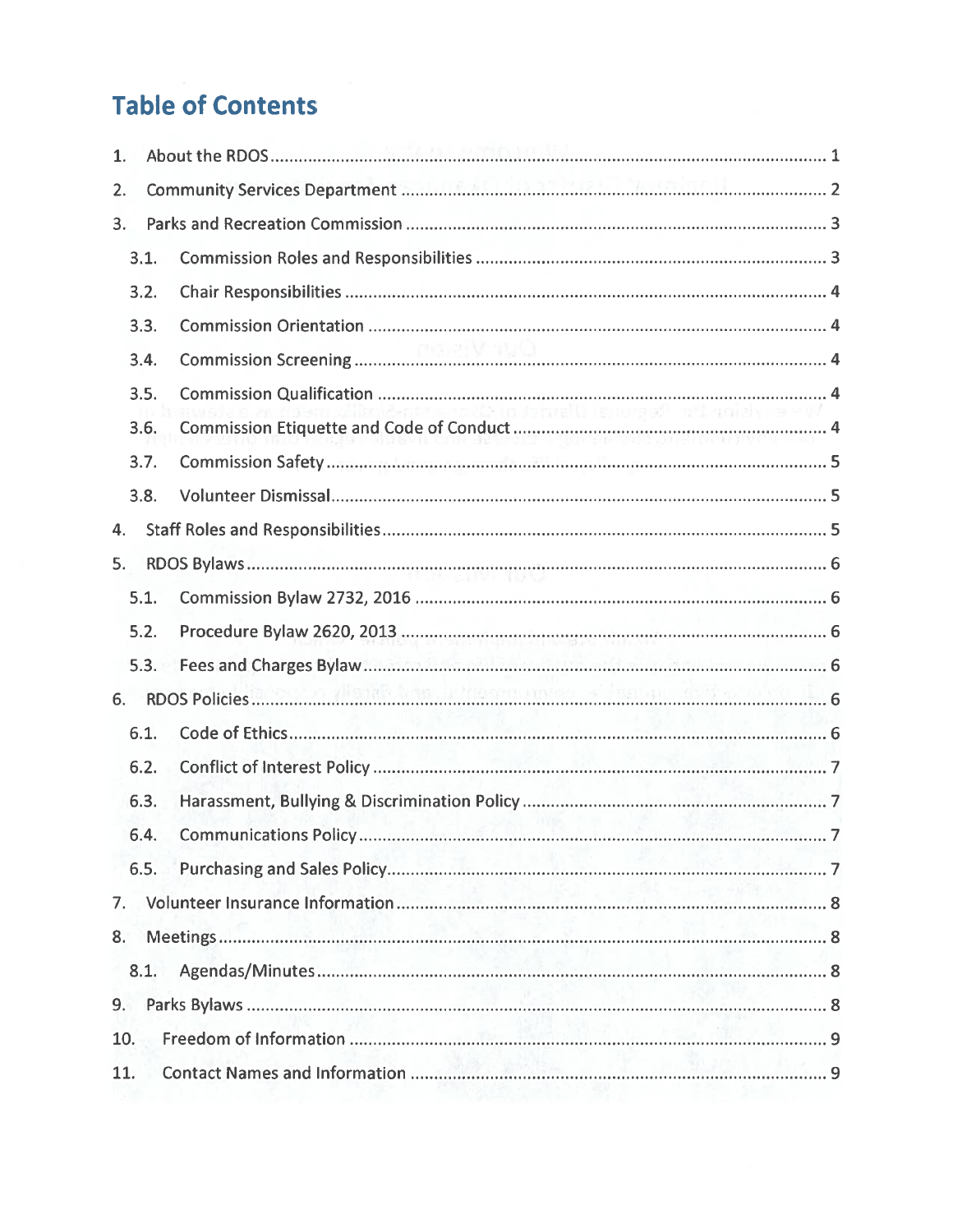# Table of Contents

1. About the RDOS ..... 1
2. Community Services Department ..... 2
3. Parks and Recreation Commission ..... 3
   - 3.1. Commission Roles and Responsibilities ..... 3
   - 3.2. Chair Responsibilities ..... 4
   - 3.3. Commission Orientation ..... 4
   - 3.4. Commission Screening ..... 4
   - 3.5. Commission Qualification ..... 4
   - 3.6. Commission Etiquette and Code of Conduct ..... 4
   - 3.7. Commission Safety ..... 5
   - 3.8. Volunteer Dismissal ..... 5
4. Staff Roles and Responsibilities ..... 5
5. RDOS Bylaws ..... 6
   - 5.1. Commission Bylaw 2732, 2016 ..... 6
   - 5.2. Procedure Bylaw 2620, 2013 ..... 6
   - 5.3. Fees and Charges Bylaw ..... 6
6. RDOS Policies ..... 6
   - 6.1. Code of Ethics ..... 6
   - 6.2. Conflict of Interest Policy ..... 7
   - 6.3. Harassment, Bullying & Discrimination Policy ..... 7
   - 6.4. Communications Policy ..... 7
   - 6.5. Purchasing and Sales Policy ..... 7
7. Volunteer Insurance Information ..... 8
8. Meetings ..... 8
   - 8.1. Agendas/Minutes ..... 8
9. Parks Bylaws ..... 8
10. Freedom of Information ..... 9
11. Contact Names and Information ..... 9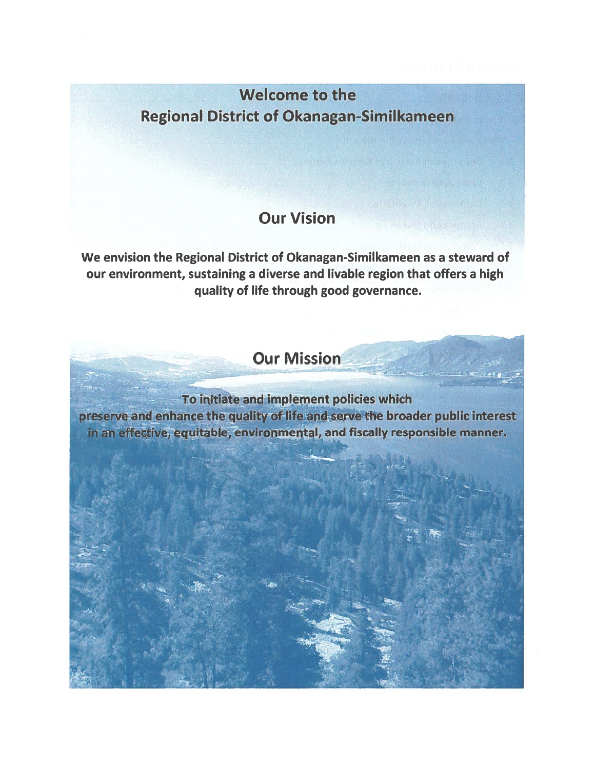# Welcome to the Regional District of Okanagan-Similkameen

## Our Vision

**We envision the Regional District of Okanagan-Similkameen as a steward of our environment, sustaining a diverse and livable region that offers a high quality of life through good governance.**

## Our Mission

**To initiate and implement policies which preserve and enhance the quality of life and serve the broader public interest in an effective, equitable, environmental, and fiscally responsible manner.**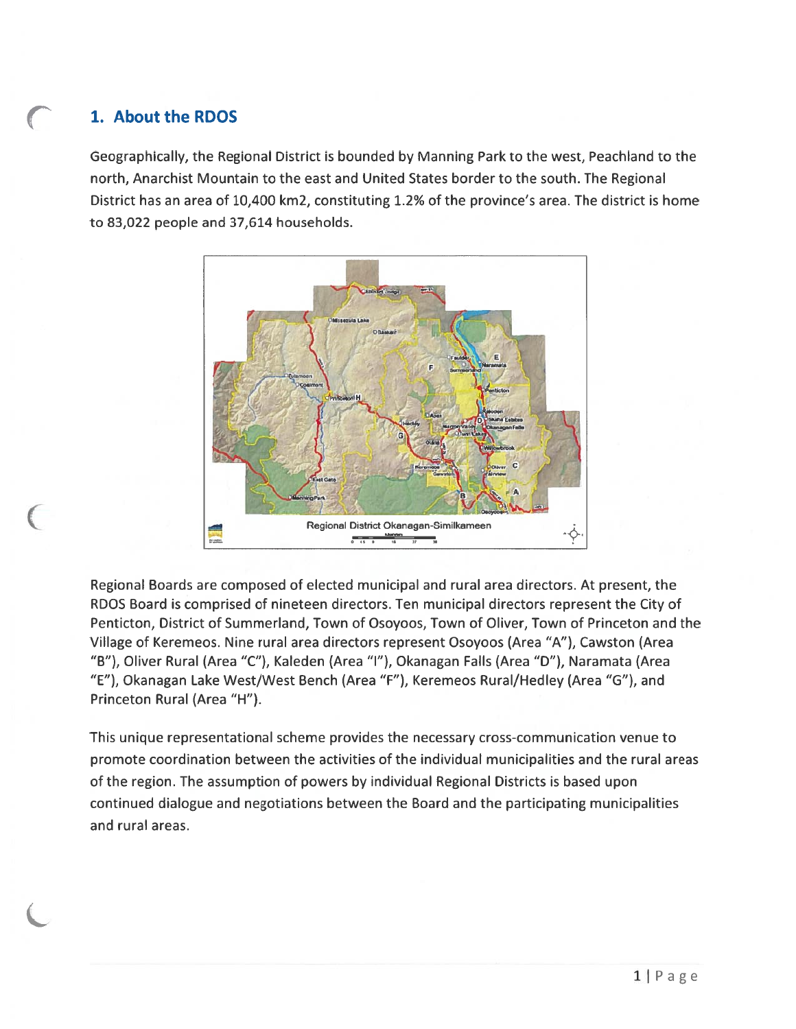## 1. About the RDOS

Geographically, the Regional District is bounded by Manning Park to the west, Peachland to the north, Anarchist Mountain to the east and United States border to the south. The Regional District has an area of 10,400 km2, constituting 1.2% of the province's area. The district is home to 83,022 people and 37,614 households.

Regional District Okanagan-Similkameen

Regional Boards are composed of elected municipal and rural area directors. At present, the RDOS Board is comprised of nineteen directors. Ten municipal directors represent the City of Penticton, District of Summerland, Town of Osoyoos, Town of Oliver, Town of Princeton and the Village of Keremeos. Nine rural area directors represent Osoyoos (Area "A"), Cawston (Area "B"), Oliver Rural (Area "C"), Kaleden (Area "I"), Okanagan Falls (Area "D"), Naramata (Area "E"), Okanagan Lake West/West Bench (Area "F"), Keremeos Rural/Hedley (Area "G"), and Princeton Rural (Area "H").

This unique representational scheme provides the necessary cross-communication venue to promote coordination between the activities of the individual municipalities and the rural areas of the region. The assumption of powers by individual Regional Districts is based upon continued dialogue and negotiations between the Board and the participating municipalities and rural areas.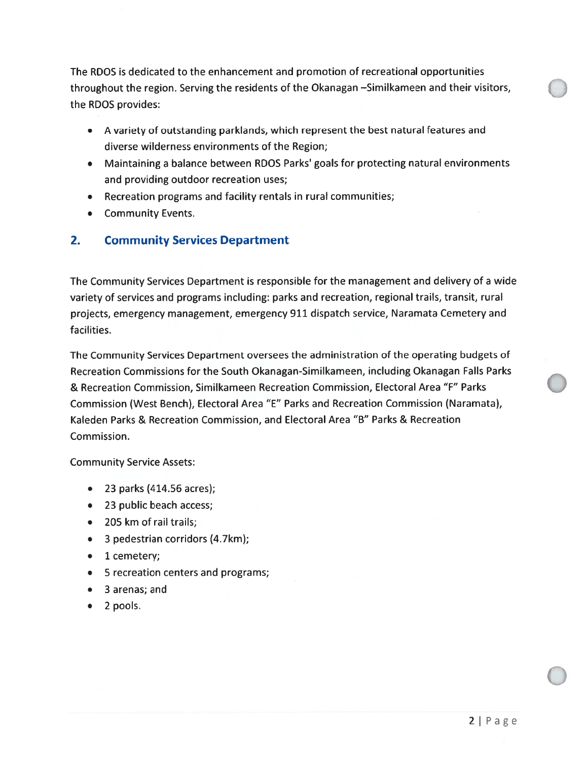The RDOS is dedicated to the enhancement and promotion of recreational opportunities throughout the region. Serving the residents of the Okanagan –Similkameen and their visitors, the RDOS provides:

- A variety of outstanding parklands, which represent the best natural features and diverse wilderness environments of the Region;
- Maintaining a balance between RDOS Parks' goals for protecting natural environments and providing outdoor recreation uses;
- Recreation programs and facility rentals in rural communities;
- Community Events.

## 2. Community Services Department

The Community Services Department is responsible for the management and delivery of a wide variety of services and programs including: parks and recreation, regional trails, transit, rural projects, emergency management, emergency 911 dispatch service, Naramata Cemetery and facilities.

The Community Services Department oversees the administration of the operating budgets of Recreation Commissions for the South Okanagan-Similkameen, including Okanagan Falls Parks & Recreation Commission, Similkameen Recreation Commission, Electoral Area "F" Parks Commission (West Bench), Electoral Area "E" Parks and Recreation Commission (Naramata), Kaleden Parks & Recreation Commission, and Electoral Area "B" Parks & Recreation Commission.

Community Service Assets:

- 23 parks (414.56 acres);
- 23 public beach access;
- 205 km of rail trails;
- 3 pedestrian corridors (4.7km);
- 1 cemetery;
- 5 recreation centers and programs;
- 3 arenas; and
- 2 pools.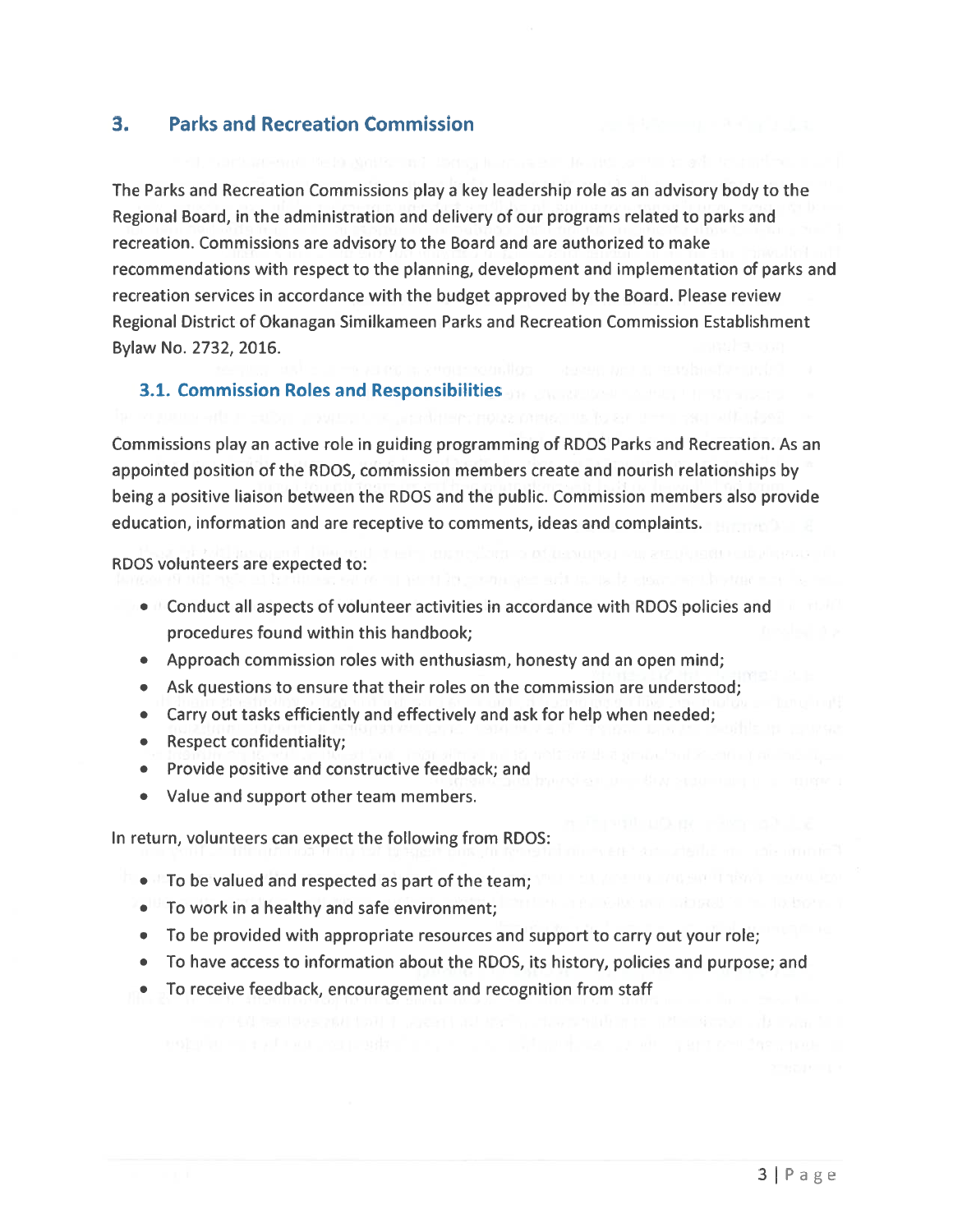## 3. Parks and Recreation Commission

The Parks and Recreation Commissions play a key leadership role as an advisory body to the Regional Board, in the administration and delivery of our programs related to parks and recreation. Commissions are advisory to the Board and are authorized to make recommendations with respect to the planning, development and implementation of parks and recreation services in accordance with the budget approved by the Board. Please review Regional District of Okanagan Similkameen Parks and Recreation Commission Establishment Bylaw No. 2732, 2016.

### 3.1. Commission Roles and Responsibilities

Commissions play an active role in guiding programming of RDOS Parks and Recreation. As an appointed position of the RDOS, commission members create and nourish relationships by being a positive liaison between the RDOS and the public. Commission members also provide education, information and are receptive to comments, ideas and complaints.

RDOS volunteers are expected to:

- Conduct all aspects of volunteer activities in accordance with RDOS policies and procedures found within this handbook;
- Approach commission roles with enthusiasm, honesty and an open mind;
- Ask questions to ensure that their roles on the commission are understood;
- Carry out tasks efficiently and effectively and ask for help when needed;
- Respect confidentiality;
- Provide positive and constructive feedback; and
- Value and support other team members.

In return, volunteers can expect the following from RDOS:

- To be valued and respected as part of the team;
- To work in a healthy and safe environment;
- To be provided with appropriate resources and support to carry out your role;
- To have access to information about the RDOS, its history, policies and purpose; and
- To receive feedback, encouragement and recognition from staff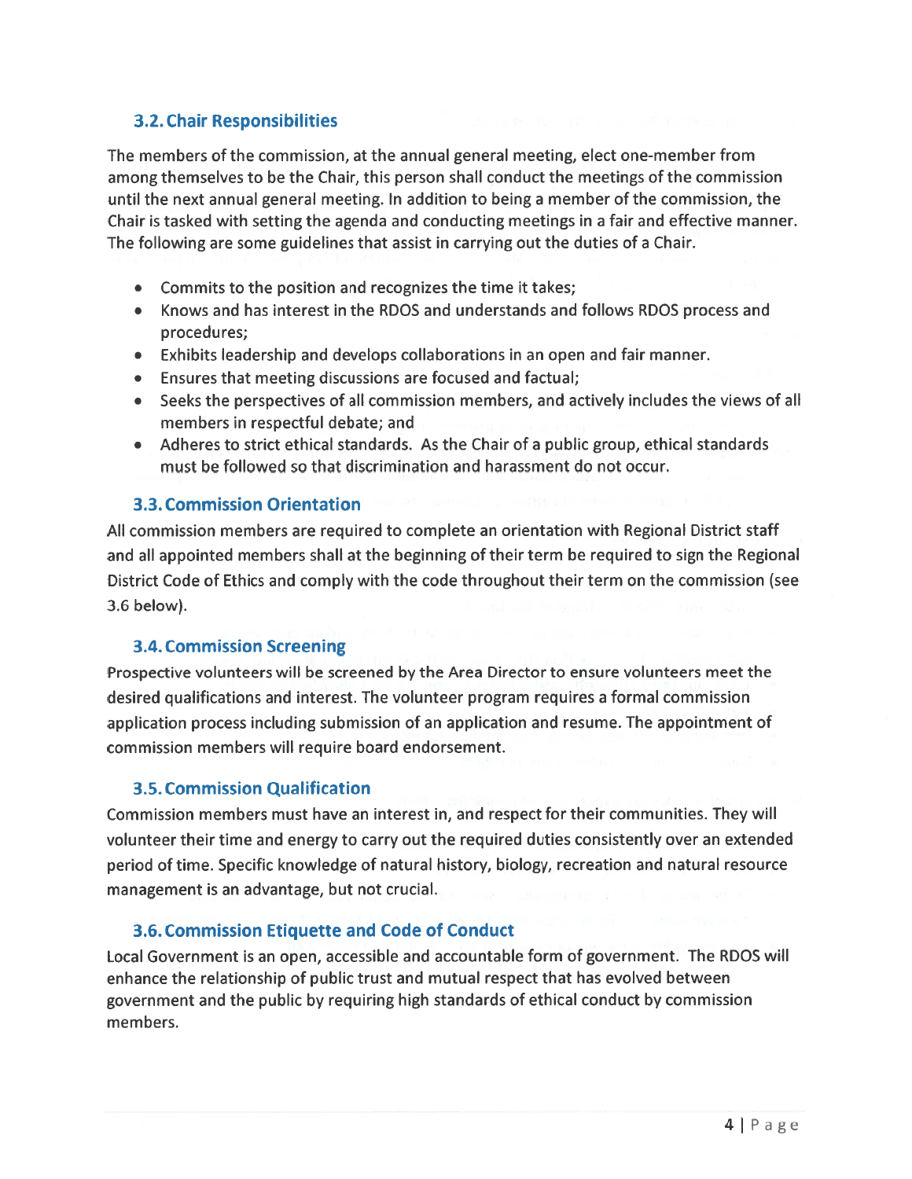### 3.2. Chair Responsibilities

The members of the commission, at the annual general meeting, elect one-member from among themselves to be the Chair, this person shall conduct the meetings of the commission until the next annual general meeting. In addition to being a member of the commission, the Chair is tasked with setting the agenda and conducting meetings in a fair and effective manner. The following are some guidelines that assist in carrying out the duties of a Chair.

- Commits to the position and recognizes the time it takes;
- Knows and has interest in the RDOS and understands and follows RDOS process and procedures;
- Exhibits leadership and develops collaborations in an open and fair manner.
- Ensures that meeting discussions are focused and factual;
- Seeks the perspectives of all commission members, and actively includes the views of all members in respectful debate; and
- Adheres to strict ethical standards. As the Chair of a public group, ethical standards must be followed so that discrimination and harassment do not occur.

### 3.3. Commission Orientation

All commission members are required to complete an orientation with Regional District staff and all appointed members shall at the beginning of their term be required to sign the Regional District Code of Ethics and comply with the code throughout their term on the commission (see 3.6 below).

### 3.4. Commission Screening

Prospective volunteers will be screened by the Area Director to ensure volunteers meet the desired qualifications and interest. The volunteer program requires a formal commission application process including submission of an application and resume. The appointment of commission members will require board endorsement.

### 3.5. Commission Qualification

Commission members must have an interest in, and respect for their communities. They will volunteer their time and energy to carry out the required duties consistently over an extended period of time. Specific knowledge of natural history, biology, recreation and natural resource management is an advantage, but not crucial.

### 3.6. Commission Etiquette and Code of Conduct

Local Government is an open, accessible and accountable form of government. The RDOS will enhance the relationship of public trust and mutual respect that has evolved between government and the public by requiring high standards of ethical conduct by commission members.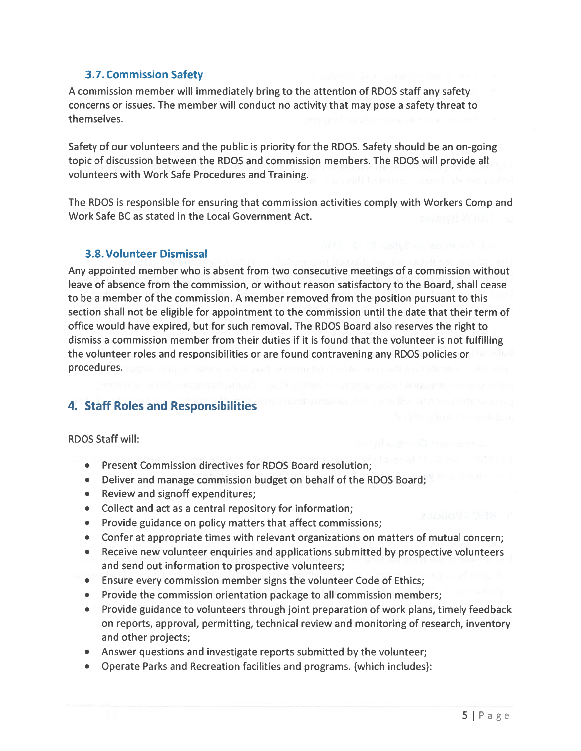### 3.7. Commission Safety

A commission member will immediately bring to the attention of RDOS staff any safety concerns or issues. The member will conduct no activity that may pose a safety threat to themselves.

Safety of our volunteers and the public is priority for the RDOS. Safety should be an on-going topic of discussion between the RDOS and commission members. The RDOS will provide all volunteers with Work Safe Procedures and Training.

The RDOS is responsible for ensuring that commission activities comply with Workers Comp and Work Safe BC as stated in the Local Government Act.

### 3.8. Volunteer Dismissal

Any appointed member who is absent from two consecutive meetings of a commission without leave of absence from the commission, or without reason satisfactory to the Board, shall cease to be a member of the commission. A member removed from the position pursuant to this section shall not be eligible for appointment to the commission until the date that their term of office would have expired, but for such removal. The RDOS Board also reserves the right to dismiss a commission member from their duties if it is found that the volunteer is not fulfilling the volunteer roles and responsibilities or are found contravening any RDOS policies or procedures.

## 4. Staff Roles and Responsibilities

RDOS Staff will:

- Present Commission directives for RDOS Board resolution;
- Deliver and manage commission budget on behalf of the RDOS Board;
- Review and signoff expenditures;
- Collect and act as a central repository for information;
- Provide guidance on policy matters that affect commissions;
- Confer at appropriate times with relevant organizations on matters of mutual concern;
- Receive new volunteer enquiries and applications submitted by prospective volunteers and send out information to prospective volunteers;
- Ensure every commission member signs the volunteer Code of Ethics;
- Provide the commission orientation package to all commission members;
- Provide guidance to volunteers through joint preparation of work plans, timely feedback on reports, approval, permitting, technical review and monitoring of research, inventory and other projects;
- Answer questions and investigate reports submitted by the volunteer;
- Operate Parks and Recreation facilities and programs. (which includes):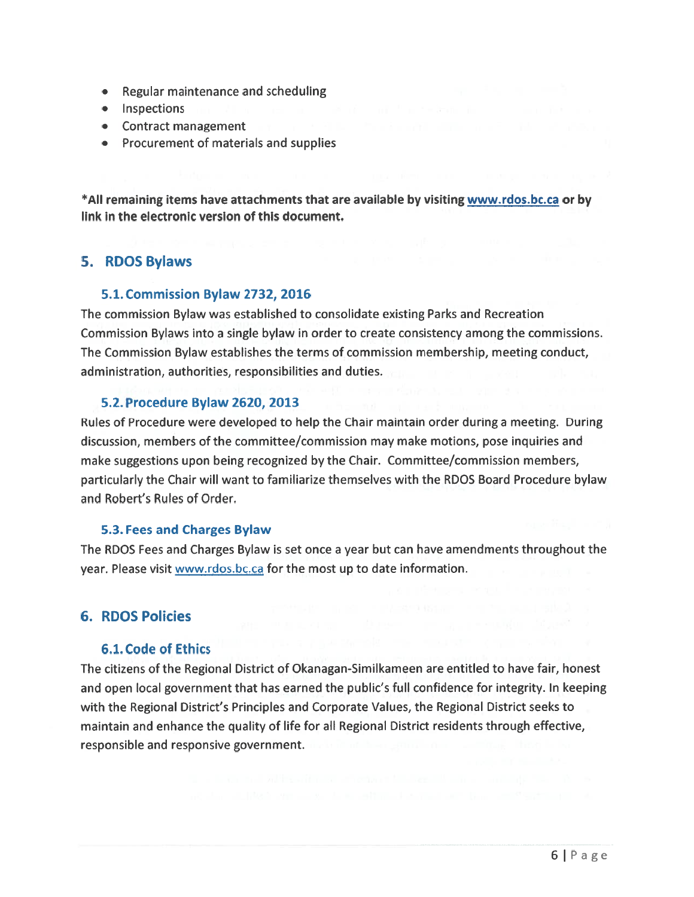- Regular maintenance and scheduling
- Inspections
- Contract management
- Procurement of materials and supplies

**\*All remaining items have attachments that are available by visiting www.rdos.bc.ca or by link in the electronic version of this document.**

## 5. RDOS Bylaws

### 5.1. Commission Bylaw 2732, 2016

The commission Bylaw was established to consolidate existing Parks and Recreation Commission Bylaws into a single bylaw in order to create consistency among the commissions. The Commission Bylaw establishes the terms of commission membership, meeting conduct, administration, authorities, responsibilities and duties.

### 5.2. Procedure Bylaw 2620, 2013

Rules of Procedure were developed to help the Chair maintain order during a meeting. During discussion, members of the committee/commission may make motions, pose inquiries and make suggestions upon being recognized by the Chair. Committee/commission members, particularly the Chair will want to familiarize themselves with the RDOS Board Procedure bylaw and Robert's Rules of Order.

### 5.3. Fees and Charges Bylaw

The RDOS Fees and Charges Bylaw is set once a year but can have amendments throughout the year. Please visit www.rdos.bc.ca for the most up to date information.

## 6. RDOS Policies

### 6.1. Code of Ethics

The citizens of the Regional District of Okanagan-Similkameen are entitled to have fair, honest and open local government that has earned the public's full confidence for integrity. In keeping with the Regional District's Principles and Corporate Values, the Regional District seeks to maintain and enhance the quality of life for all Regional District residents through effective, responsible and responsive government.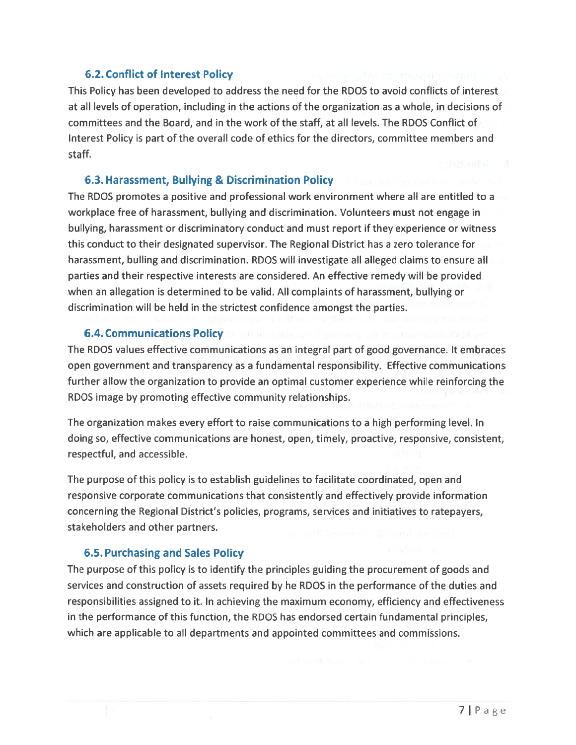### 6.2. Conflict of Interest Policy

This Policy has been developed to address the need for the RDOS to avoid conflicts of interest at all levels of operation, including in the actions of the organization as a whole, in decisions of committees and the Board, and in the work of the staff, at all levels. The RDOS Conflict of Interest Policy is part of the overall code of ethics for the directors, committee members and staff.

### 6.3. Harassment, Bullying & Discrimination Policy

The RDOS promotes a positive and professional work environment where all are entitled to a workplace free of harassment, bullying and discrimination. Volunteers must not engage in bullying, harassment or discriminatory conduct and must report if they experience or witness this conduct to their designated supervisor. The Regional District has a zero tolerance for harassment, bulling and discrimination. RDOS will investigate all alleged claims to ensure all parties and their respective interests are considered. An effective remedy will be provided when an allegation is determined to be valid. All complaints of harassment, bullying or discrimination will be held in the strictest confidence amongst the parties.

### 6.4. Communications Policy

The RDOS values effective communications as an integral part of good governance. It embraces open government and transparency as a fundamental responsibility. Effective communications further allow the organization to provide an optimal customer experience while reinforcing the RDOS image by promoting effective community relationships.

The organization makes every effort to raise communications to a high performing level. In doing so, effective communications are honest, open, timely, proactive, responsive, consistent, respectful, and accessible.

The purpose of this policy is to establish guidelines to facilitate coordinated, open and responsive corporate communications that consistently and effectively provide information concerning the Regional District's policies, programs, services and initiatives to ratepayers, stakeholders and other partners.

### 6.5. Purchasing and Sales Policy

The purpose of this policy is to identify the principles guiding the procurement of goods and services and construction of assets required by he RDOS in the performance of the duties and responsibilities assigned to it. In achieving the maximum economy, efficiency and effectiveness in the performance of this function, the RDOS has endorsed certain fundamental principles, which are applicable to all departments and appointed committees and commissions.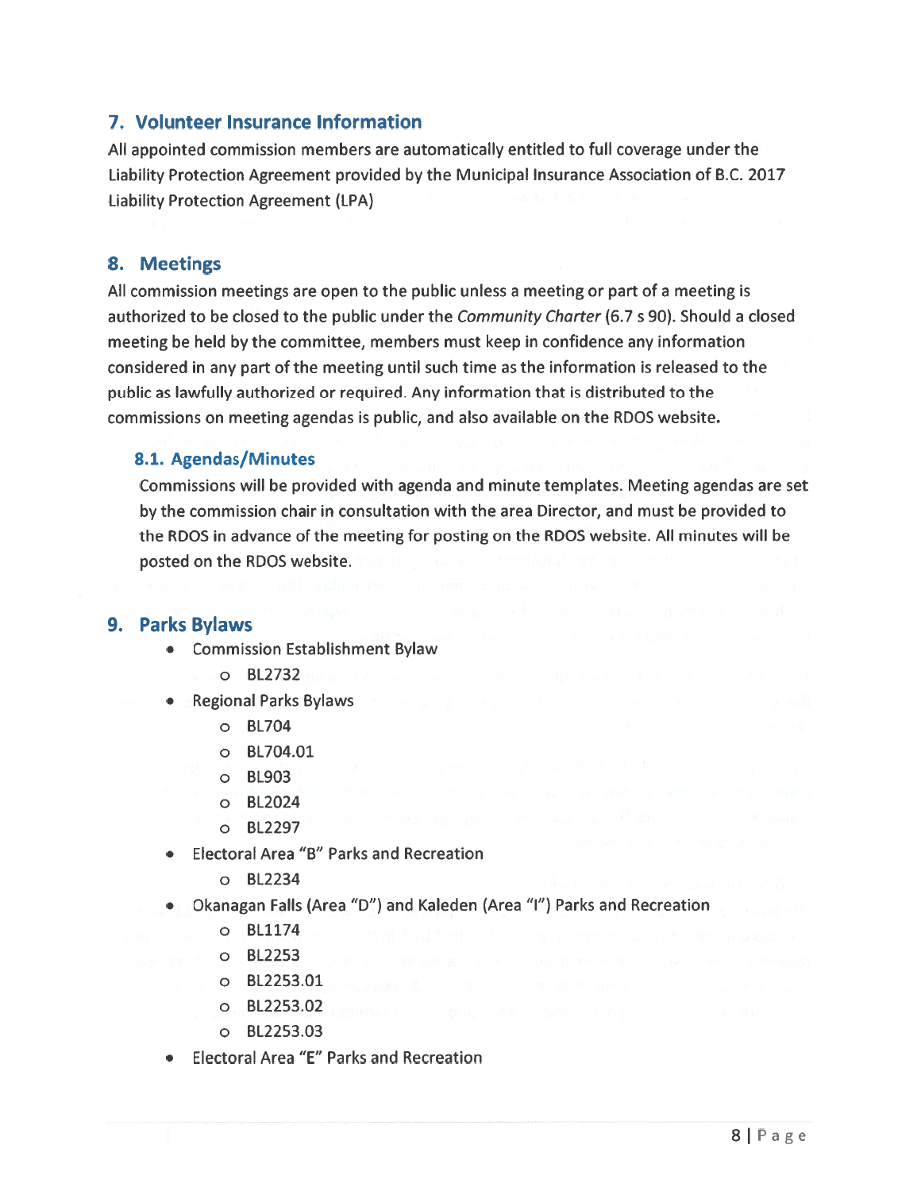## 7. Volunteer Insurance Information

All appointed commission members are automatically entitled to full coverage under the Liability Protection Agreement provided by the Municipal Insurance Association of B.C. 2017 Liability Protection Agreement (LPA)

## 8. Meetings

All commission meetings are open to the public unless a meeting or part of a meeting is authorized to be closed to the public under the *Community Charter* (6.7 s 90). Should a closed meeting be held by the committee, members must keep in confidence any information considered in any part of the meeting until such time as the information is released to the public as lawfully authorized or required. Any information that is distributed to the commissions on meeting agendas is public, and also available on the RDOS website.

### 8.1. Agendas/Minutes

Commissions will be provided with agenda and minute templates. Meeting agendas are set by the commission chair in consultation with the area Director, and must be provided to the RDOS in advance of the meeting for posting on the RDOS website. All minutes will be posted on the RDOS website.

## 9. Parks Bylaws

- Commission Establishment Bylaw
  - BL2732
- Regional Parks Bylaws
  - BL704
  - BL704.01
  - BL903
  - BL2024
  - BL2297
- Electoral Area "B" Parks and Recreation
  - BL2234
- Okanagan Falls (Area "D") and Kaleden (Area "I") Parks and Recreation
  - BL1174
  - BL2253
  - BL2253.01
  - BL2253.02
  - BL2253.03
- Electoral Area "E" Parks and Recreation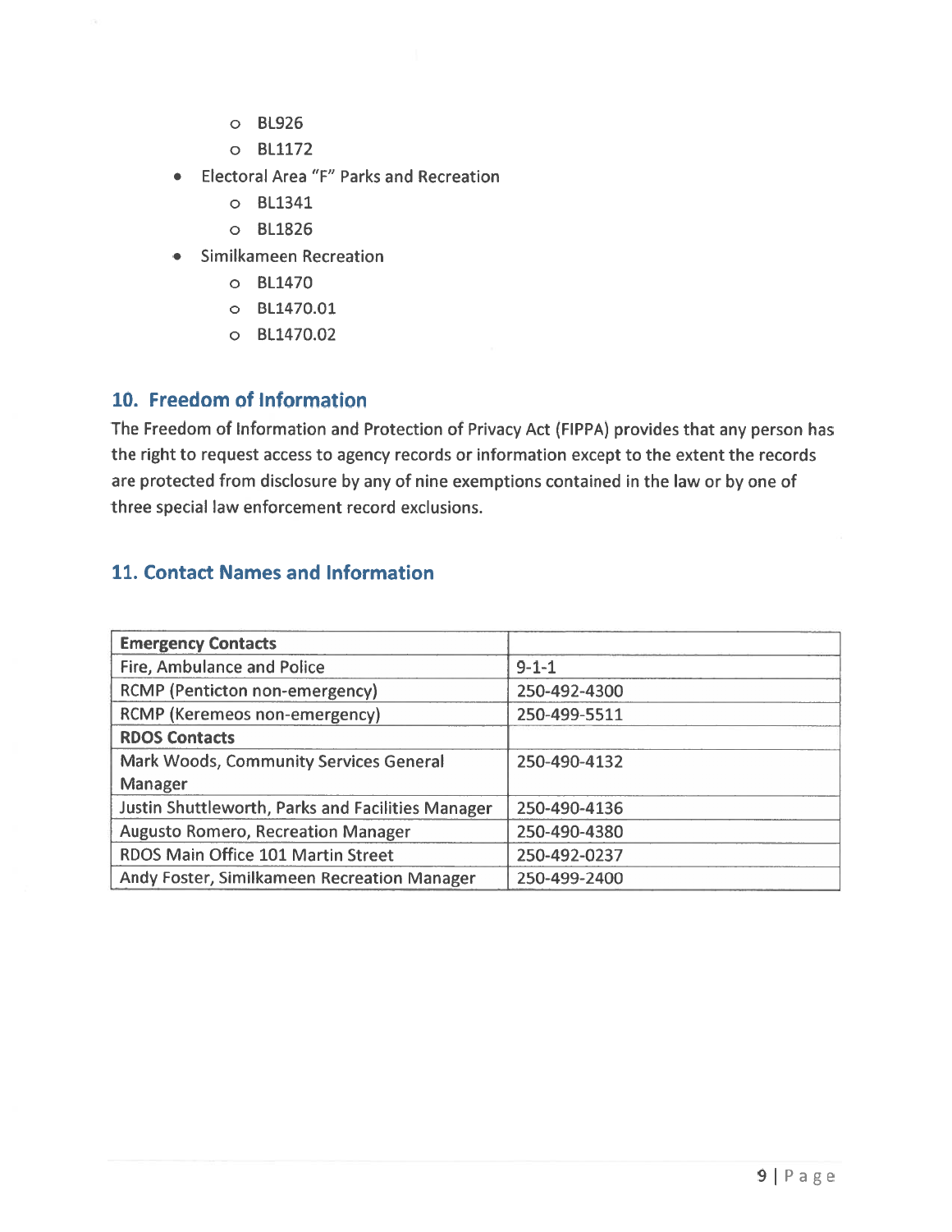- BL926
  - BL1172
- Electoral Area "F" Parks and Recreation
  - BL1341
  - BL1826
- Similkameen Recreation
  - BL1470
  - BL1470.01
  - BL1470.02

## 10. Freedom of Information

The Freedom of Information and Protection of Privacy Act (FIPPA) provides that any person has the right to request access to agency records or information except to the extent the records are protected from disclosure by any of nine exemptions contained in the law or by one of three special law enforcement record exclusions.

## 11. Contact Names and Information

| **Emergency Contacts** | |
|---|---|
| Fire, Ambulance and Police | 9-1-1 |
| RCMP (Penticton non-emergency) | 250-492-4300 |
| RCMP (Keremeos non-emergency) | 250-499-5511 |
| **RDOS Contacts** | |
| Mark Woods, Community Services General Manager | 250-490-4132 |
| Justin Shuttleworth, Parks and Facilities Manager | 250-490-4136 |
| Augusto Romero, Recreation Manager | 250-490-4380 |
| RDOS Main Office 101 Martin Street | 250-492-0237 |
| Andy Foster, Similkameen Recreation Manager | 250-499-2400 |